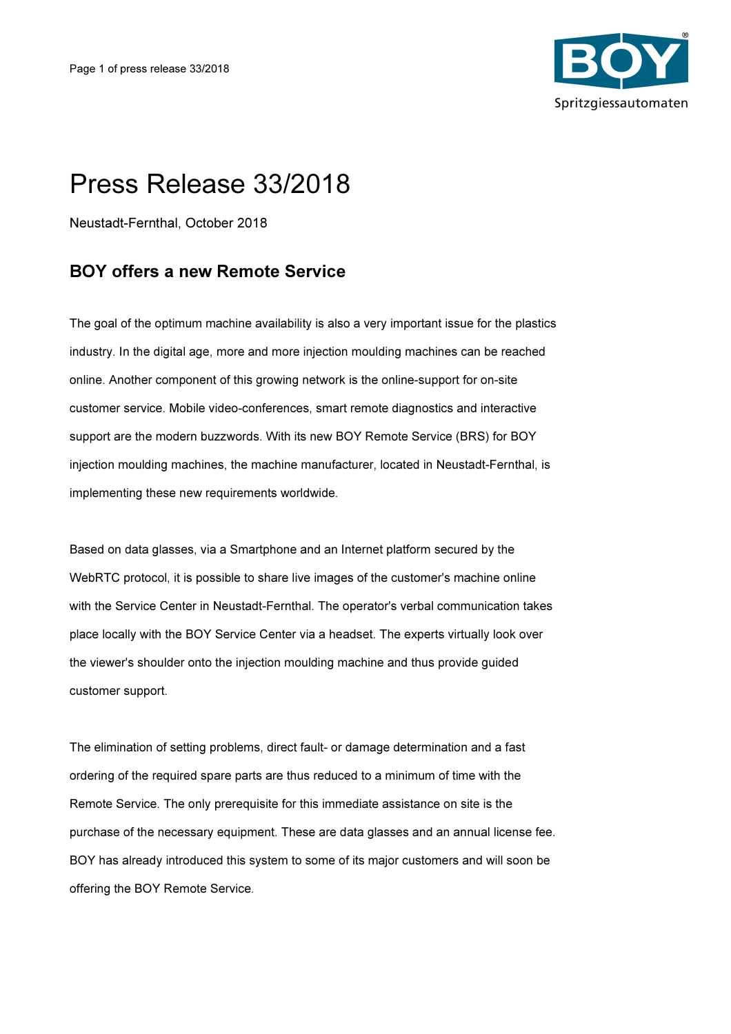# Press Release 33/2018

Neustadt-Fernthal, October 2018

## BOY offers a new Remote Service

The goal of the optimum machine availability is also a very important issue for the plastics industry. In the digital age, more and more injection moulding machines can be reached online. Another component of this growing network is the online-support for on-site customer service. Mobile video-conferences, smart remote diagnostics and interactive support are the modern buzzwords. With its new BOY Remote Service (BRS) for BOY injection moulding machines, the machine manufacturer, located in Neustadt-Fernthal, is implementing these new requirements worldwide.

Based on data glasses, via a Smartphone and an Internet platform secured by the WebRTC protocol, it is possible to share live images of the customer's machine online with the Service Center in Neustadt-Fernthal. The operator's verbal communication takes place locally with the BOY Service Center via a headset. The experts virtually look over the viewer's shoulder onto the injection moulding machine and thus provide guided customer support.

The elimination of setting problems, direct fault- or damage determination and a fast ordering of the required spare parts are thus reduced to a minimum of time with the Remote Service. The only prerequisite for this immediate assistance on site is the purchase of the necessary equipment. These are data glasses and an annual license fee. BOY has already introduced this system to some of its major customers and will soon be offering the BOY Remote Service.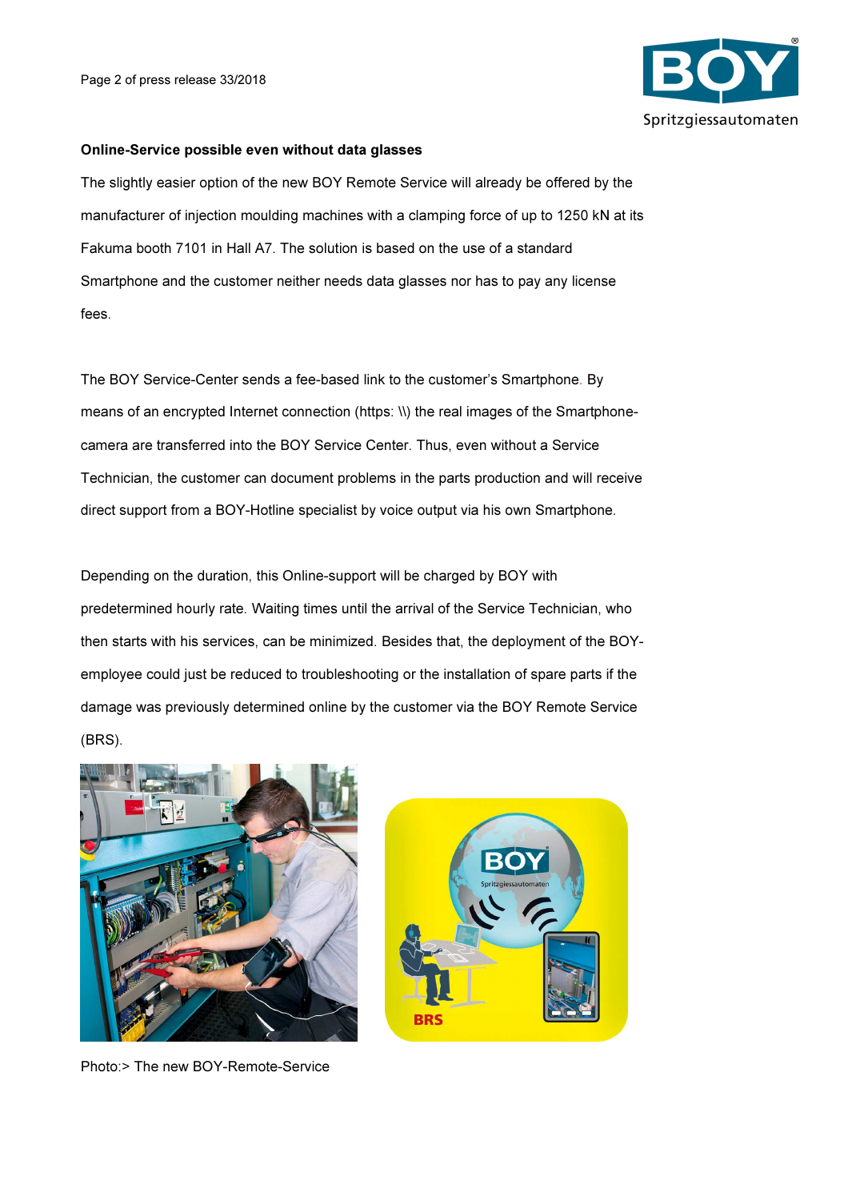**Online-Service possible even without data glasses**

The slightly easier option of the new BOY Remote Service will already be offered by the manufacturer of injection moulding machines with a clamping force of up to 1250 kN at its Fakuma booth 7101 in Hall A7. The solution is based on the use of a standard Smartphone and the customer neither needs data glasses nor has to pay any license fees.

The BOY Service-Center sends a fee-based link to the customer's Smartphone. By means of an encrypted Internet connection (https: \\) the real images of the Smartphone-camera are transferred into the BOY Service Center. Thus, even without a Service Technician, the customer can document problems in the parts production and will receive direct support from a BOY-Hotline specialist by voice output via his own Smartphone.

Depending on the duration, this Online-support will be charged by BOY with predetermined hourly rate. Waiting times until the arrival of the Service Technician, who then starts with his services, can be minimized. Besides that, the deployment of the BOY-employee could just be reduced to troubleshooting or the installation of spare parts if the damage was previously determined online by the customer via the BOY Remote Service (BRS).

Photo:> The new BOY-Remote-Service